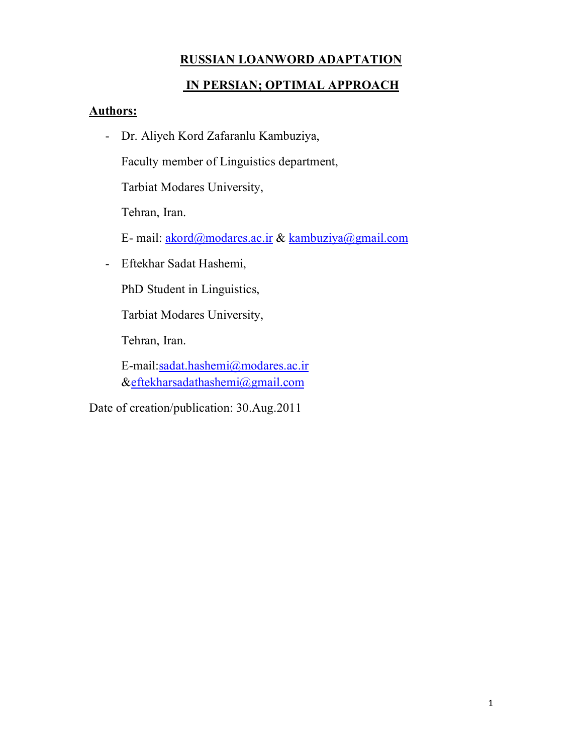# RUSSIAN LOANWORD ADAPTATION IN PERSIAN; OPTIMAL APPROACH

**Authors:**

- Dr. Aliyeh Kord Zafaranlu Kambuziya,

  Faculty member of Linguistics department,

  Tarbiat Modares University,

  Tehran, Iran.

  E- mail: akord@modares.ac.ir & kambuziya@gmail.com

- Eftekhar Sadat Hashemi,

  PhD Student in Linguistics,

  Tarbiat Modares University,

  Tehran, Iran.

  E-mail:sadat.hashemi@modares.ac.ir &eftekharsadathashemi@gmail.com

Date of creation/publication: 30.Aug.2011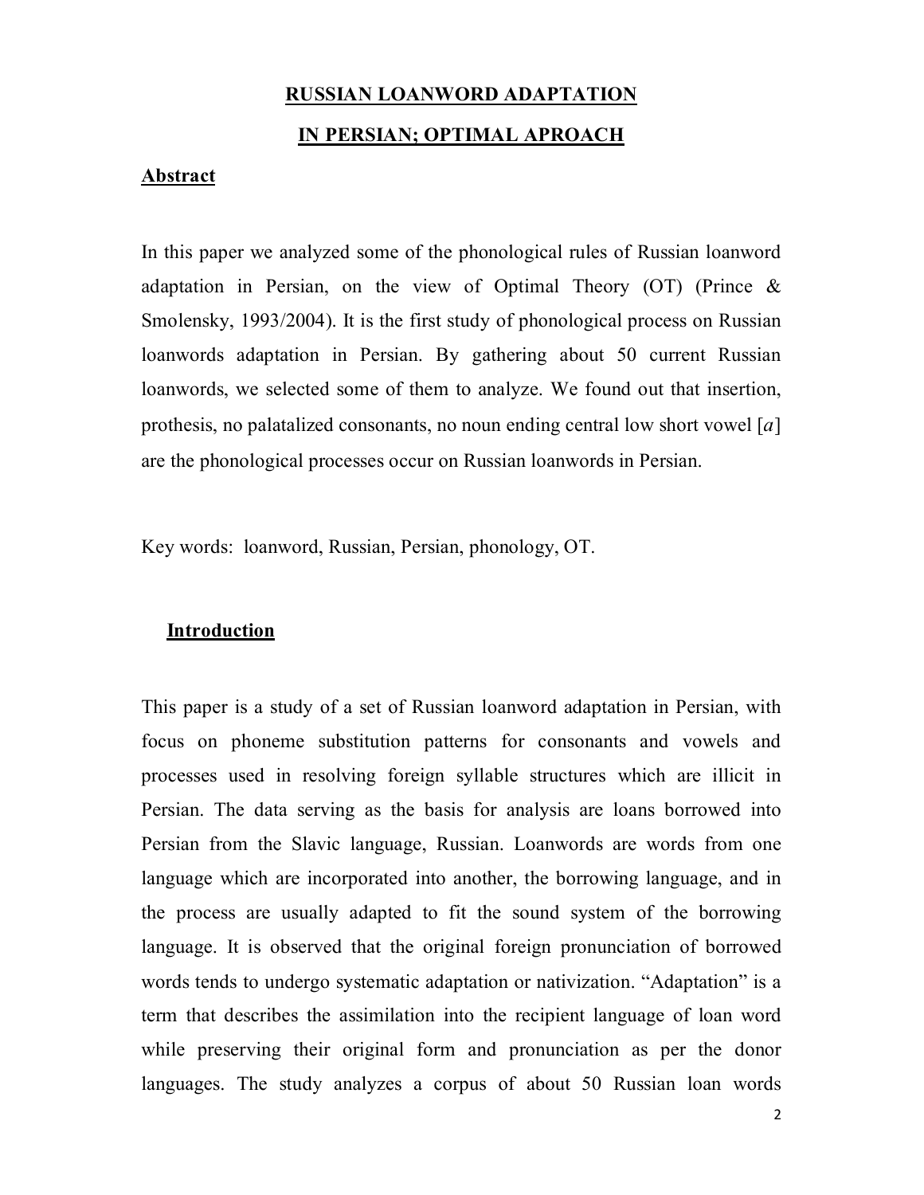# RUSSIAN LOANWORD ADAPTATION IN PERSIAN; OPTIMAL APROACH

## Abstract

In this paper we analyzed some of the phonological rules of Russian loanword adaptation in Persian, on the view of Optimal Theory (OT) (Prince & Smolensky, 1993/2004). It is the first study of phonological process on Russian loanwords adaptation in Persian. By gathering about 50 current Russian loanwords, we selected some of them to analyze. We found out that insertion, prothesis, no palatalized consonants, no noun ending central low short vowel [*a*] are the phonological processes occur on Russian loanwords in Persian.

Key words: loanword, Russian, Persian, phonology, OT.

## Introduction

This paper is a study of a set of Russian loanword adaptation in Persian, with focus on phoneme substitution patterns for consonants and vowels and processes used in resolving foreign syllable structures which are illicit in Persian. The data serving as the basis for analysis are loans borrowed into Persian from the Slavic language, Russian. Loanwords are words from one language which are incorporated into another, the borrowing language, and in the process are usually adapted to fit the sound system of the borrowing language. It is observed that the original foreign pronunciation of borrowed words tends to undergo systematic adaptation or nativization. “Adaptation” is a term that describes the assimilation into the recipient language of loan word while preserving their original form and pronunciation as per the donor languages. The study analyzes a corpus of about 50 Russian loan words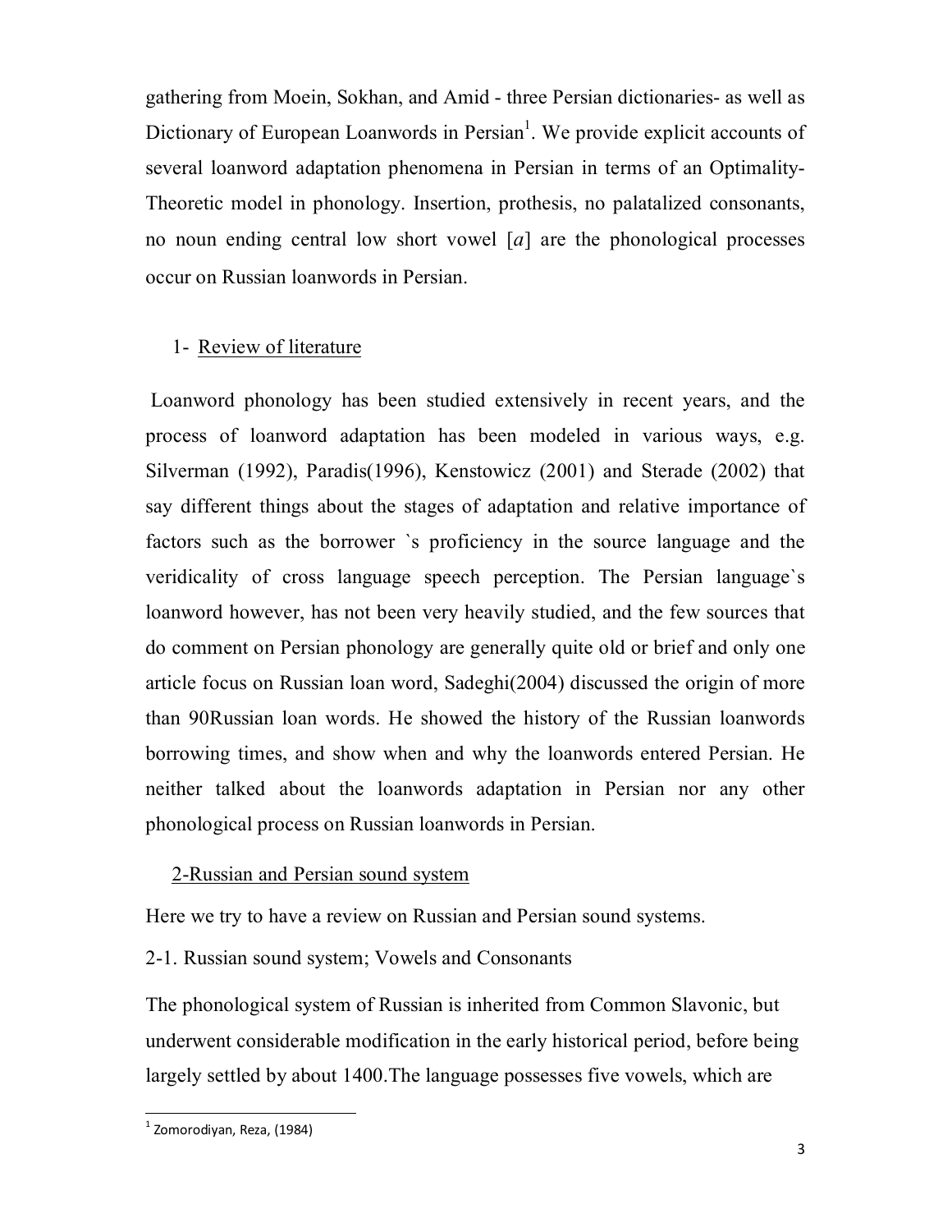gathering from Moein, Sokhan, and Amid - three Persian dictionaries- as well as Dictionary of European Loanwords in Persian[1]. We provide explicit accounts of several loanword adaptation phenomena in Persian in terms of an Optimality-Theoretic model in phonology. Insertion, prothesis, no palatalized consonants, no noun ending central low short vowel [*a*] are the phonological processes occur on Russian loanwords in Persian.

## 1- Review of literature

Loanword phonology has been studied extensively in recent years, and the process of loanword adaptation has been modeled in various ways, e.g. Silverman (1992), Paradis(1996), Kenstowicz (2001) and Sterade (2002) that say different things about the stages of adaptation and relative importance of factors such as the borrower `s proficiency in the source language and the veridicality of cross language speech perception. The Persian language`s loanword however, has not been very heavily studied, and the few sources that do comment on Persian phonology are generally quite old or brief and only one article focus on Russian loan word, Sadeghi(2004) discussed the origin of more than 90Russian loan words. He showed the history of the Russian loanwords borrowing times, and show when and why the loanwords entered Persian. He neither talked about the loanwords adaptation in Persian nor any other phonological process on Russian loanwords in Persian.

## 2-Russian and Persian sound system

Here we try to have a review on Russian and Persian sound systems.

### 2-1. Russian sound system; Vowels and Consonants

The phonological system of Russian is inherited from Common Slavonic, but underwent considerable modification in the early historical period, before being largely settled by about 1400.The language possesses five vowels, which are

---

[1] Zomorodiyan, Reza, (1984)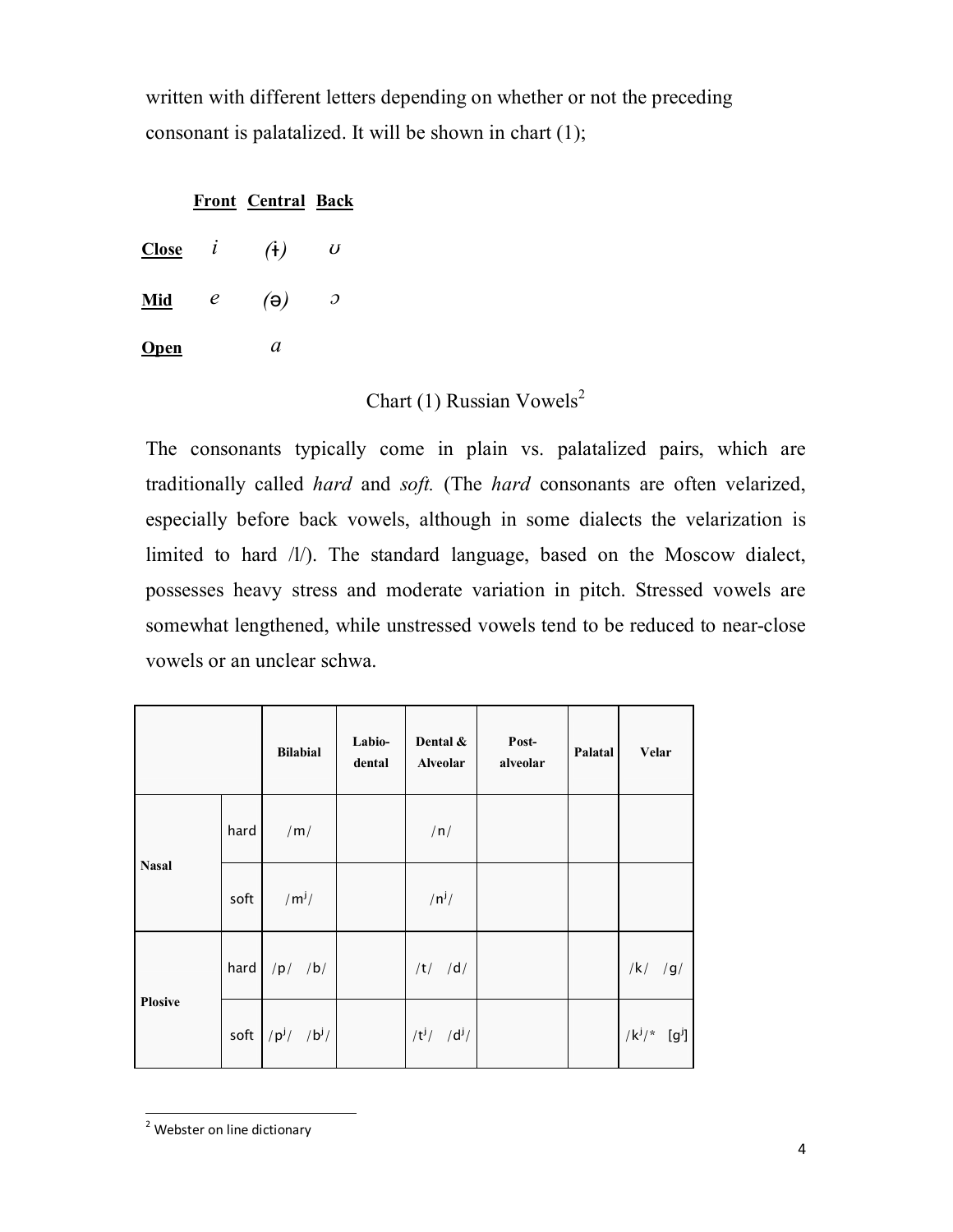written with different letters depending on whether or not the preceding consonant is palatalized. It will be shown in chart (1);

| | **Front** | **Central** | **Back** |
|---|---|---|---|
| **Close** | *i* | *(ɨ)* | *ʊ* |
| **Mid** | *e* | *(ə)* | *ɔ* |
| **Open** | | *a* | |

Chart (1) Russian Vowels[2]

The consonants typically come in plain vs. palatalized pairs, which are traditionally called *hard* and *soft.* (The *hard* consonants are often velarized, especially before back vowels, although in some dialects the velarization is limited to hard /l/). The standard language, based on the Moscow dialect, possesses heavy stress and moderate variation in pitch. Stressed vowels are somewhat lengthened, while unstressed vowels tend to be reduced to near-close vowels or an unclear schwa.

| | | **Bilabial** | **Labio-dental** | **Dental & Alveolar** | **Post-alveolar** | **Palatal** | **Velar** |
|---|---|---|---|---|---|---|---|
| **Nasal** | hard | /m/ | | /n/ | | | |
| | soft | /mʲ/ | | /nʲ/ | | | |
| **Plosive** | hard | /p/ /b/ | | /t/ /d/ | | | /k/ /g/ |
| | soft | /pʲ/ /bʲ/ | | /tʲ/ /dʲ/ | | | /kʲ/* [gʲ] |

[2] Webster on line dictionary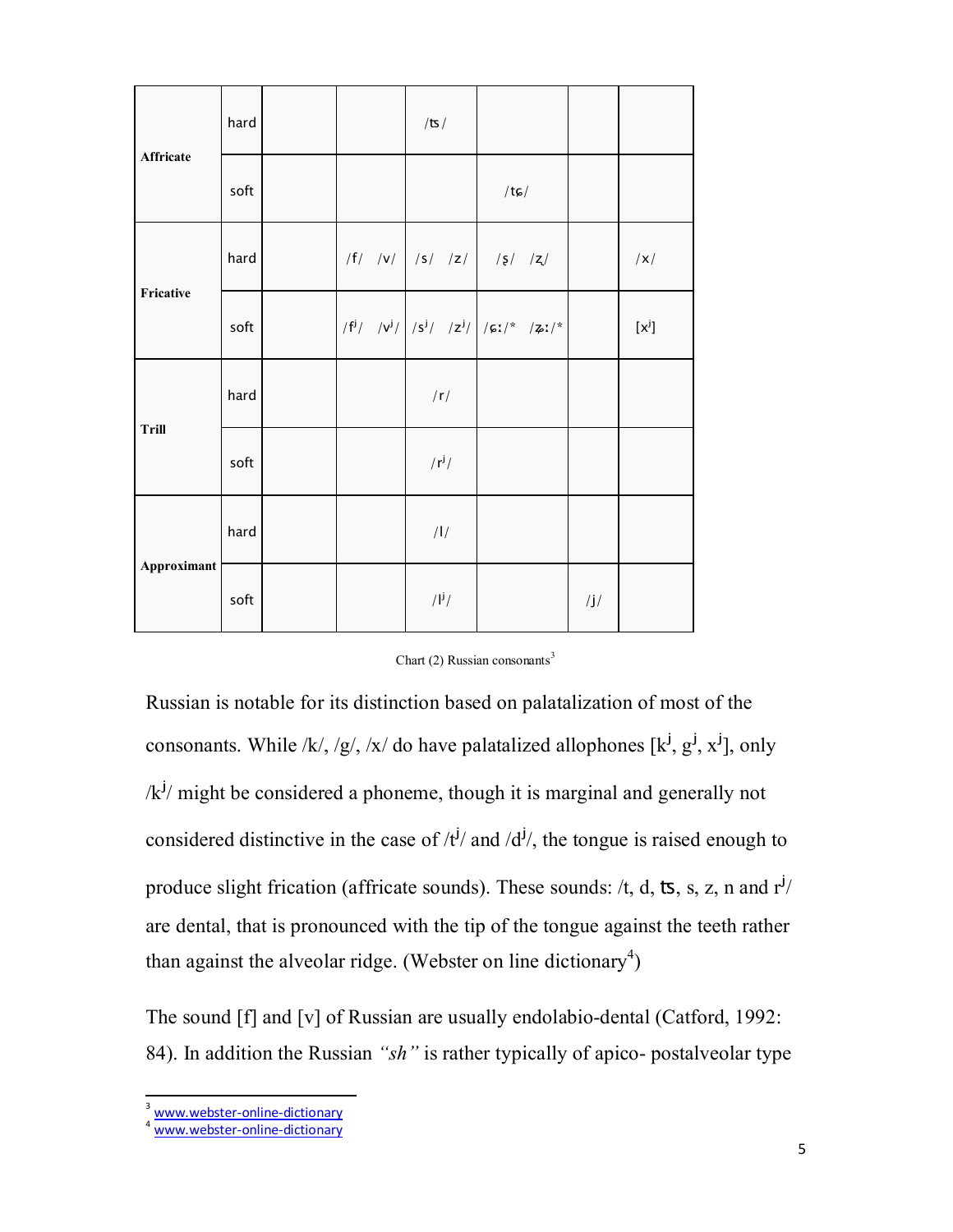| Affricate | hard | | | /ʦ/ | | | |
|---|---|---|---|---|---|---|---|
| | soft | | | | /tɕ/ | | |
| Fricative | hard | | /f/ /v/ | /s/ /z/ | /ʂ/ /ʐ/ | | /x/ |
| | soft | | /fʲ/ /vʲ/ | /sʲ/ /zʲ/ | /ɕː/* /ʑː/* | | [xʲ] |
| Trill | hard | | | /r/ | | | |
| | soft | | | /rʲ/ | | | |
| Approximant | hard | | | /l/ | | | |
| | soft | | | /lʲ/ | | /j/ | |

Chart (2) Russian consonants[3]

Russian is notable for its distinction based on palatalization of most of the consonants. While /k/, /g/, /x/ do have palatalized allophones [kʲ, gʲ, xʲ], only /kʲ/ might be considered a phoneme, though it is marginal and generally not considered distinctive in the case of /tʲ/ and /dʲ/, the tongue is raised enough to produce slight frication (affricate sounds). These sounds: /t, d, ʦ, s, z, n and rʲ/ are dental, that is pronounced with the tip of the tongue against the teeth rather than against the alveolar ridge. (Webster on line dictionary[4])

The sound [f] and [v] of Russian are usually endolabio-dental (Catford, 1992: 84). In addition the Russian *"sh"* is rather typically of apico- postalveolar type

---

[3] www.webster-online-dictionary

[4] www.webster-online-dictionary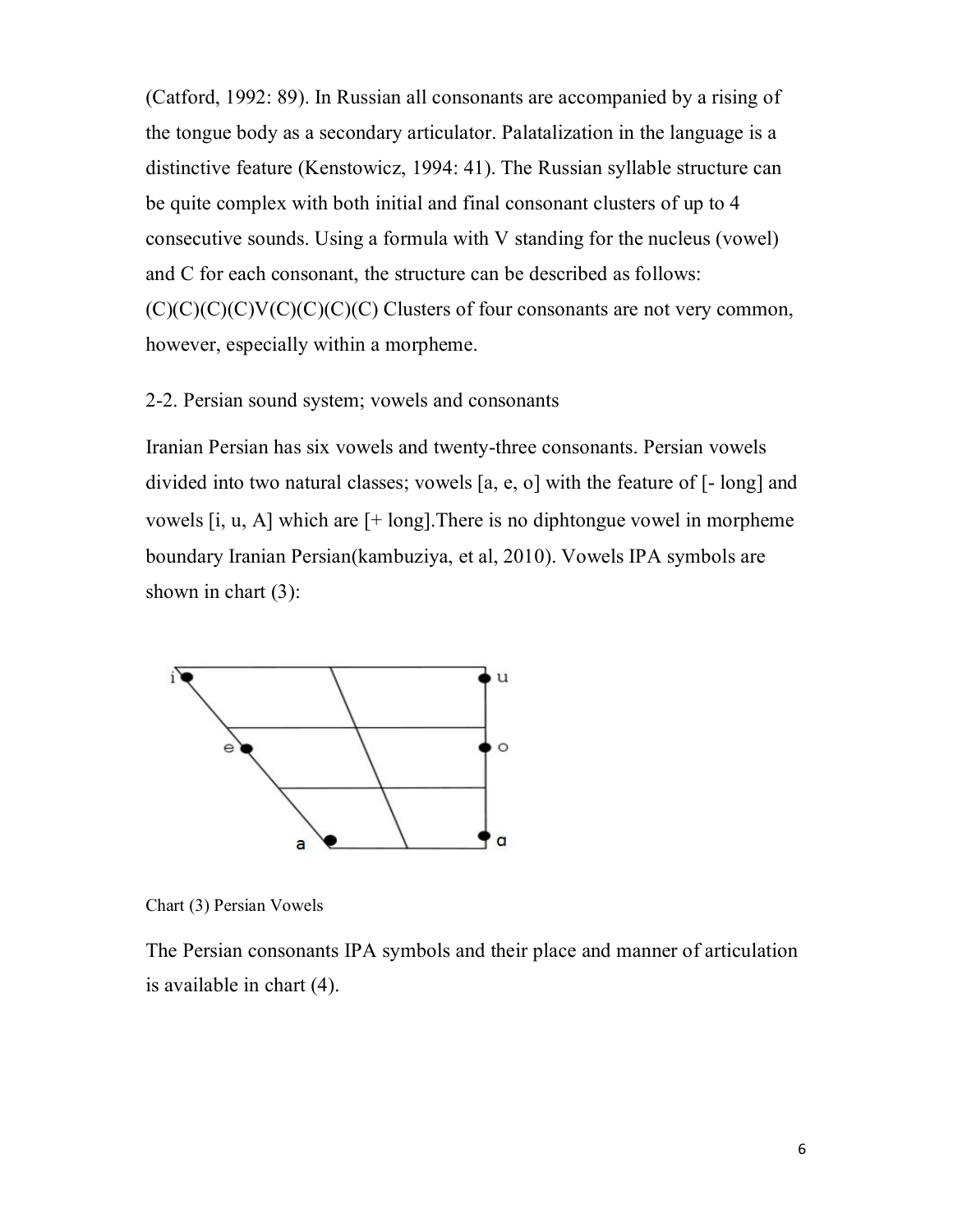(Catford, 1992: 89). In Russian all consonants are accompanied by a rising of the tongue body as a secondary articulator. Palatalization in the language is a distinctive feature (Kenstowicz, 1994: 41). The Russian syllable structure can be quite complex with both initial and final consonant clusters of up to 4 consecutive sounds. Using a formula with V standing for the nucleus (vowel) and C for each consonant, the structure can be described as follows: (C)(C)(C)(C)V(C)(C)(C)(C) Clusters of four consonants are not very common, however, especially within a morpheme.

## 2-2. Persian sound system; vowels and consonants

Iranian Persian has six vowels and twenty-three consonants. Persian vowels divided into two natural classes; vowels [a, e, o] with the feature of [- long] and vowels [i, u, A] which are [+ long].There is no diphtongue vowel in morpheme boundary Iranian Persian(kambuziya, et al, 2010). Vowels IPA symbols are shown in chart (3):

Chart (3) Persian Vowels

The Persian consonants IPA symbols and their place and manner of articulation is available in chart (4).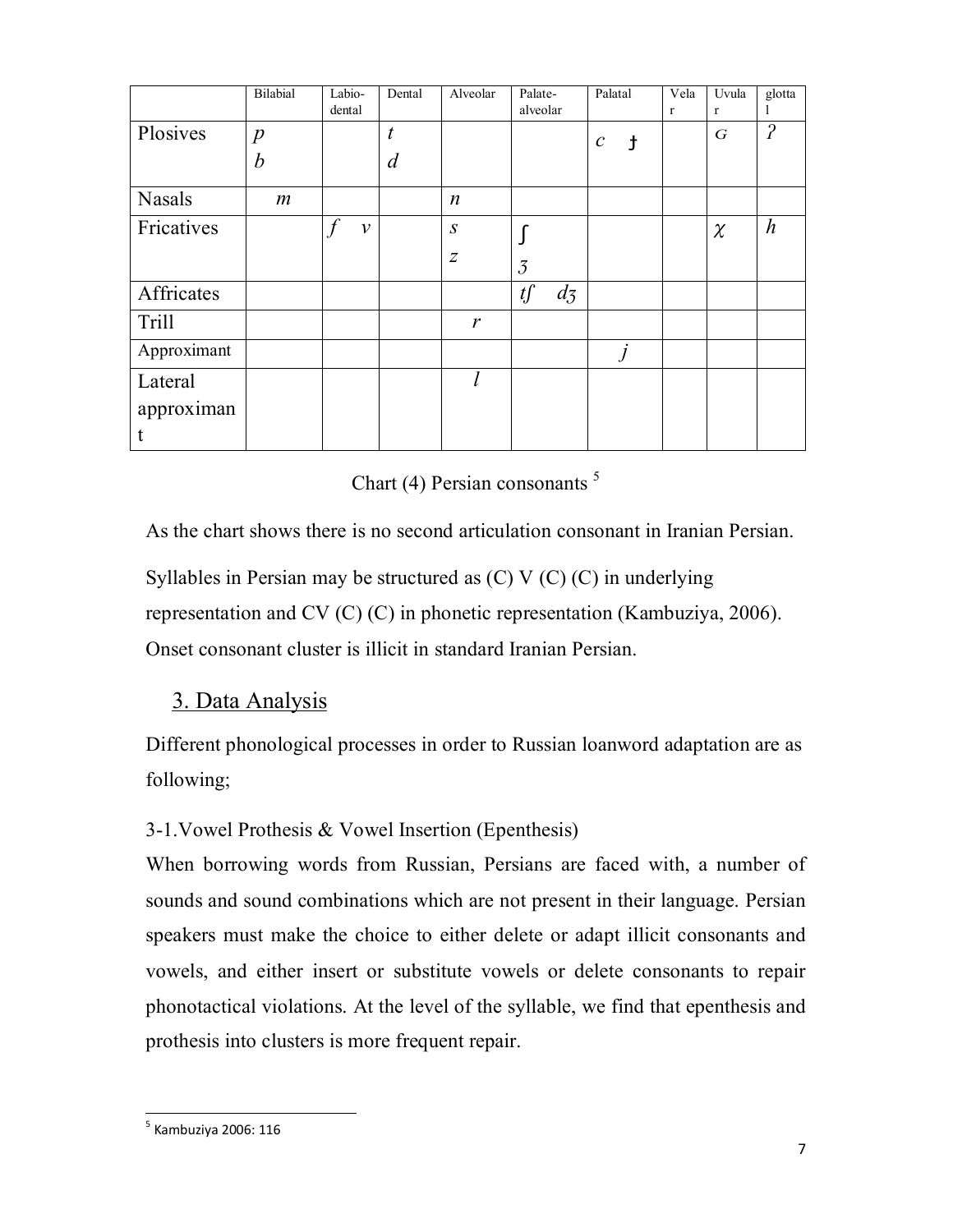| | Bilabial | Labio-dental | Dental | Alveolar | Palate-alveolar | Palatal | Velar | Uvular | glottal |
|---|---|---|---|---|---|---|---|---|---|
| Plosives | *p* *b* | | *t* *d* | | | *c* ɟ | | ɢ | ʔ |
| Nasals | *m* | | | *n* | | | | | |
| Fricatives | | *f* *v* | | *s* *z* | ʃ ʒ | | | χ | *h* |
| Affricates | | | | | tʃ dʒ | | | | |
| Trill | | | | *r* | | | | | |
| Approximant | | | | | | *j* | | | |
| Lateral approximant | | | | *l* | | | | | |

Chart (4) Persian consonants [5]

As the chart shows there is no second articulation consonant in Iranian Persian.

Syllables in Persian may be structured as (C) V (C) (C) in underlying representation and CV (C) (C) in phonetic representation (Kambuziya, 2006). Onset consonant cluster is illicit in standard Iranian Persian.

## 3. Data Analysis

Different phonological processes in order to Russian loanword adaptation are as following;

### 3-1.Vowel Prothesis & Vowel Insertion (Epenthesis)

When borrowing words from Russian, Persians are faced with, a number of sounds and sound combinations which are not present in their language. Persian speakers must make the choice to either delete or adapt illicit consonants and vowels, and either insert or substitute vowels or delete consonants to repair phonotactical violations. At the level of the syllable, we find that epenthesis and prothesis into clusters is more frequent repair.

[5] Kambuziya 2006: 116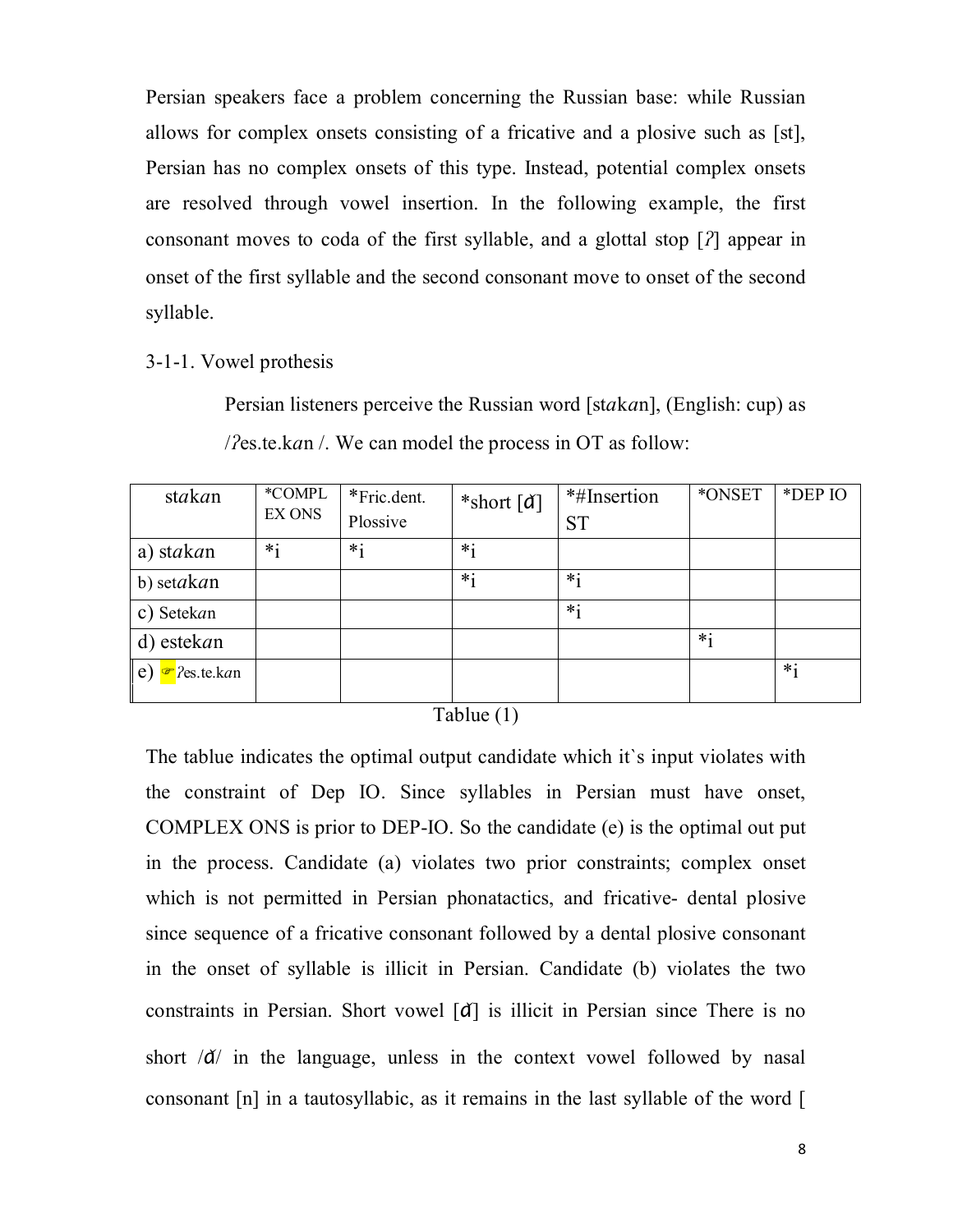Persian speakers face a problem concerning the Russian base: while Russian allows for complex onsets consisting of a fricative and a plosive such as [st], Persian has no complex onsets of this type. Instead, potential complex onsets are resolved through vowel insertion. In the following example, the first consonant moves to coda of the first syllable, and a glottal stop [*ʔ*] appear in onset of the first syllable and the second consonant move to onset of the second syllable.

3-1-1. Vowel prothesis

Persian listeners perceive the Russian word [st*a*k*a*n], (English: cup) as /*ʔ*es.te.k*a*n /. We can model the process in OT as follow:

| st*a*k*a*n | *COMPLEX ONS | *Fric.dent. Plossive | *short [ɑ̆] | *#Insertion ST | *ONSET | *DEP IO |
|---|---|---|---|---|---|---|
| a) st*a*k*a*n | *i | *i | *i | | | |
| b) set*a*k*a*n | | | *i | *i | | |
| c) Setek*a*n | | | | *i | | |
| d) estek*a*n | | | | | *i | |
| e) ☞ *ʔ*es.te.k*a*n | | | | | | *i |

Tablue (1)

The tablue indicates the optimal output candidate which it`s input violates with the constraint of Dep IO. Since syllables in Persian must have onset, COMPLEX ONS is prior to DEP-IO. So the candidate (e) is the optimal out put in the process. Candidate (a) violates two prior constraints; complex onset which is not permitted in Persian phonatactics, and fricative- dental plosive since sequence of a fricative consonant followed by a dental plosive consonant in the onset of syllable is illicit in Persian. Candidate (b) violates the two constraints in Persian. Short vowel [ɑ̆] is illicit in Persian since There is no short /ɑ̆/ in the language, unless in the context vowel followed by nasal consonant [n] in a tautosyllabic, as it remains in the last syllable of the word [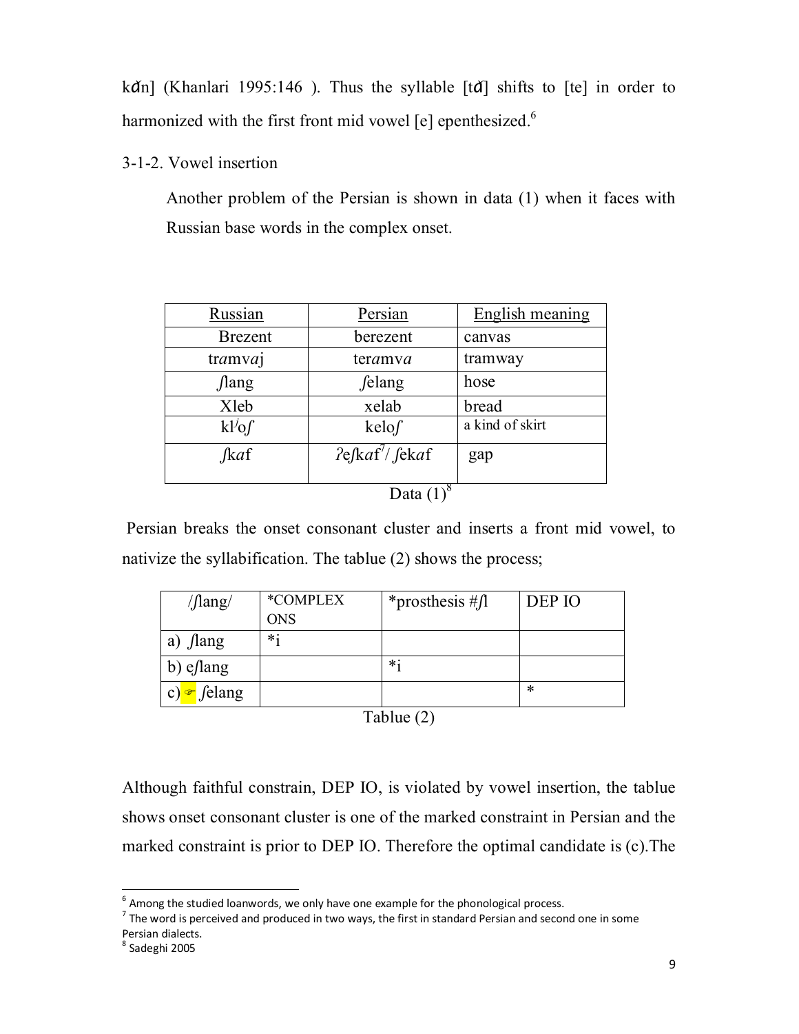kɑ̆n] (Khanlari 1995:146 ). Thus the syllable [tɑ̆] shifts to [te] in order to harmonized with the first front mid vowel [e] epenthesized.[6]

3-1-2. Vowel insertion

Another problem of the Persian is shown in data (1) when it faces with Russian base words in the complex onset.

| Russian | Persian | English meaning |
|---|---|---|
| Brezent | berezent | canvas |
| tr*a*mv*a*j | ter*a*mv*a* | tramway |
| ʃlang | ʃelang | hose |
| Xleb | xelab | bread |
| klʲoʃ | keloʃ | a kind of skirt |
| ʃk*a*f | ʔeʃk*a*f[7]/ ʃek*a*f | gap |

Data (1)[8]

Persian breaks the onset consonant cluster and inserts a front mid vowel, to nativize the syllabification. The tablue (2) shows the process;

| /ʃlang/ | *COMPLEX ONS | *prosthesis #ʃl | DEP IO |
|---|---|---|---|
| a) ʃlang | *i | | |
| b) eʃlang | | *i | |
| c) ☞ ʃelang | | | * |

Tablue (2)

Although faithful constrain, DEP IO, is violated by vowel insertion, the tablue shows onset consonant cluster is one of the marked constraint in Persian and the marked constraint is prior to DEP IO. Therefore the optimal candidate is (c).The

[6] Among the studied loanwords, we only have one example for the phonological process.

[7] The word is perceived and produced in two ways, the first in standard Persian and second one in some Persian dialects.

[8] Sadeghi 2005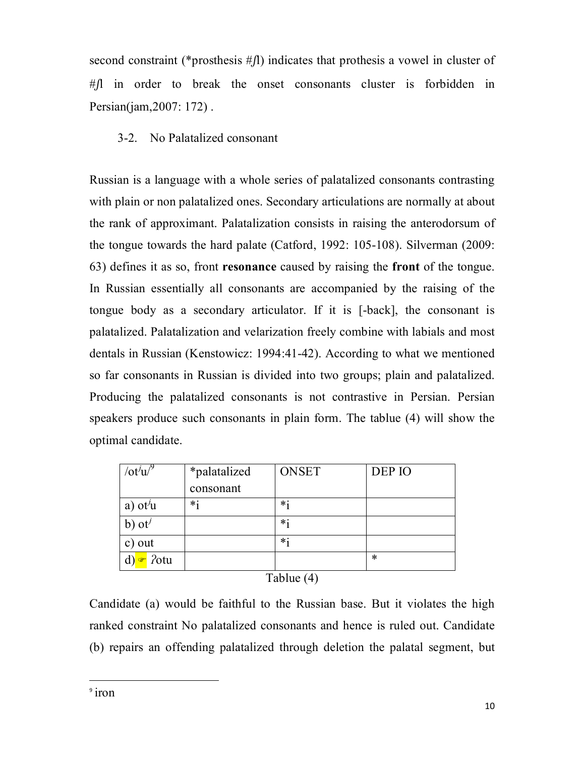second constraint (*prosthesis #ʃl) indicates that prothesis a vowel in cluster of #ʃl in order to break the onset consonants cluster is forbidden in Persian(jam,2007: 172) .

## 3-2. No Palatalized consonant

Russian is a language with a whole series of palatalized consonants contrasting with plain or non palatalized ones. Secondary articulations are normally at about the rank of approximant. Palatalization consists in raising the anterodorsum of the tongue towards the hard palate (Catford, 1992: 105-108). Silverman (2009: 63) defines it as so, front **resonance** caused by raising the **front** of the tongue. In Russian essentially all consonants are accompanied by the raising of the tongue body as a secondary articulator. If it is [-back], the consonant is palatalized. Palatalization and velarization freely combine with labials and most dentals in Russian (Kenstowicz: 1994:41-42). According to what we mentioned so far consonants in Russian is divided into two groups; plain and palatalized. Producing the palatalized consonants is not contrastive in Persian. Persian speakers produce such consonants in plain form. The tablue (4) will show the optimal candidate.

| /otʲu/[9] | *palatalized consonant | ONSET | DEP IO |
|---|---|---|---|
| a) otʲu | *i | *i | |
| b) otʲ | | *i | |
| c) out | | *i | |
| d) ☞ ʔotu | | | * |

Tablue (4)

Candidate (a) would be faithful to the Russian base. But it violates the high ranked constraint No palatalized consonants and hence is ruled out. Candidate (b) repairs an offending palatalized through deletion the palatal segment, but

---

[9] iron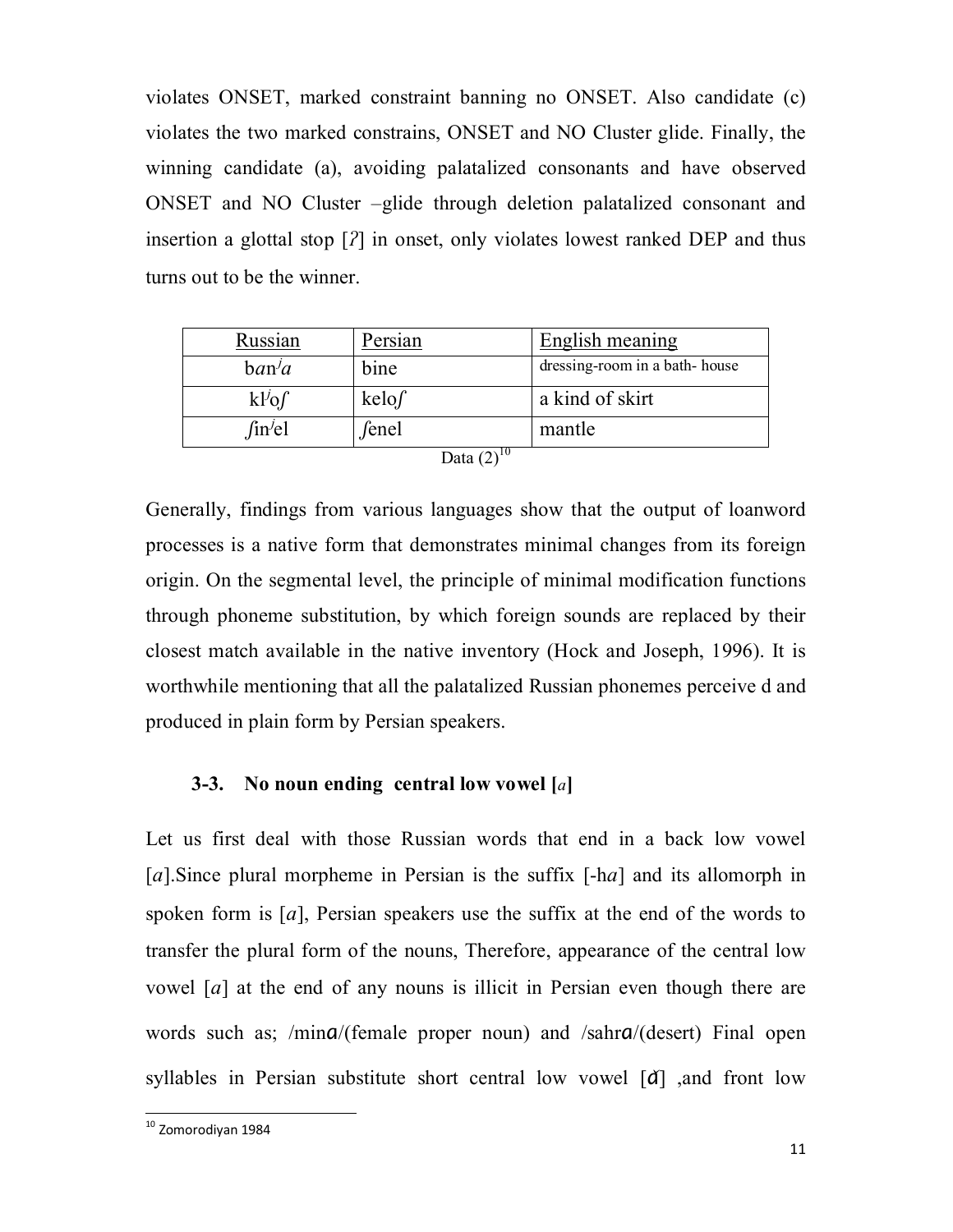violates ONSET, marked constraint banning no ONSET. Also candidate (c) violates the two marked constrains, ONSET and NO Cluster glide. Finally, the winning candidate (a), avoiding palatalized consonants and have observed ONSET and NO Cluster –glide through deletion palatalized consonant and insertion a glottal stop [ʔ] in onset, only violates lowest ranked DEP and thus turns out to be the winner.

| Russian | Persian | English meaning |
|---|---|---|
| ban$^j$a | bine | dressing-room in a bath- house |
| kl$^j$oʃ | keloʃ | a kind of skirt |
| ʃin$^j$el | ʃenel | mantle |

Data (2)[10]

Generally, findings from various languages show that the output of loanword processes is a native form that demonstrates minimal changes from its foreign origin. On the segmental level, the principle of minimal modification functions through phoneme substitution, by which foreign sounds are replaced by their closest match available in the native inventory (Hock and Joseph, 1996). It is worthwhile mentioning that all the palatalized Russian phonemes perceive d and produced in plain form by Persian speakers.

### 3-3. No noun ending central low vowel [*a*]

Let us first deal with those Russian words that end in a back low vowel [*a*].Since plural morpheme in Persian is the suffix [-h*a*] and its allomorph in spoken form is [*a*], Persian speakers use the suffix at the end of the words to transfer the plural form of the nouns, Therefore, appearance of the central low vowel [*a*] at the end of any nouns is illicit in Persian even though there are words such as; /minɑ/(female proper noun) and /sahrɑ/(desert) Final open syllables in Persian substitute short central low vowel [ɑ̆] ,and front low

[10] Zomorodiyan 1984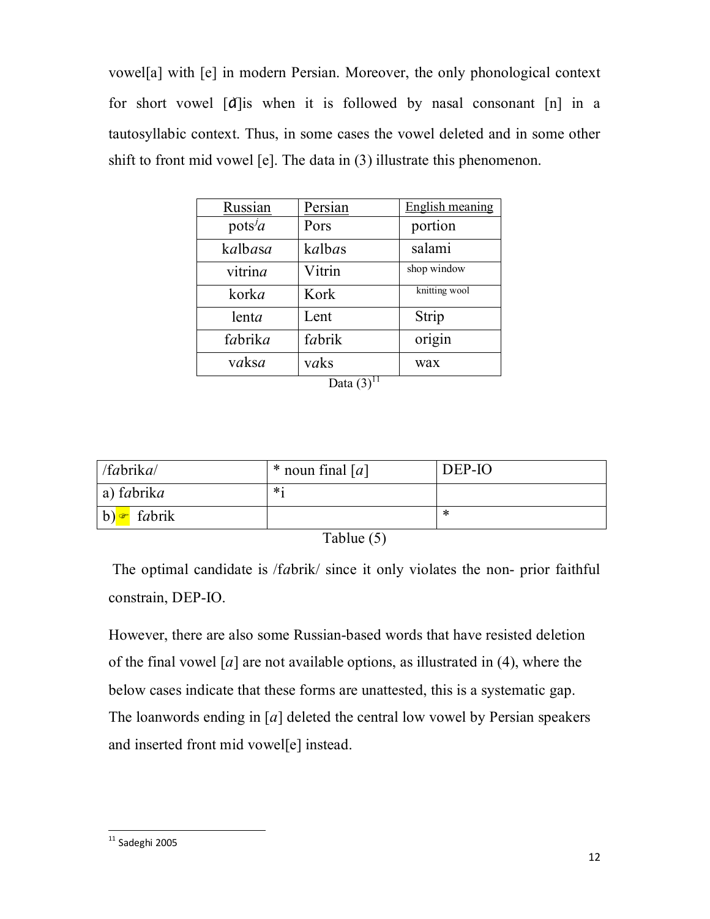vowel[a] with [e] in modern Persian. Moreover, the only phonological context for short vowel [ɑ̆]is when it is followed by nasal consonant [n] in a tautosyllabic context. Thus, in some cases the vowel deleted and in some other shift to front mid vowel [e]. The data in (3) illustrate this phenomenon.

| Russian | Persian | English meaning |
|---|---|---|
| pots$^j$*a* | Pors | portion |
| k*a*lb*a*s*a* | k*a*lb*a*s | salami |
| vitrin*a* | Vitrin | shop window |
| kork*a* | Kork | knitting wool |
| lent*a* | Lent | Strip |
| f*a*brik*a* | f*a*brik | origin |
| v*a*ks*a* | v*a*ks | wax |

Data (3)[11]

| /f*a*brik*a*/ | * noun final [*a*] | DEP-IO |
|---|---|---|
| a) f*a*brik*a* | *i | |
| b) ☞ f*a*brik | | * |

Tablue (5)

The optimal candidate is /f*a*brik/ since it only violates the non- prior faithful constrain, DEP-IO.

However, there are also some Russian-based words that have resisted deletion of the final vowel [*a*] are not available options, as illustrated in (4), where the below cases indicate that these forms are unattested, this is a systematic gap. The loanwords ending in [*a*] deleted the central low vowel by Persian speakers and inserted front mid vowel[e] instead.

[11] Sadeghi 2005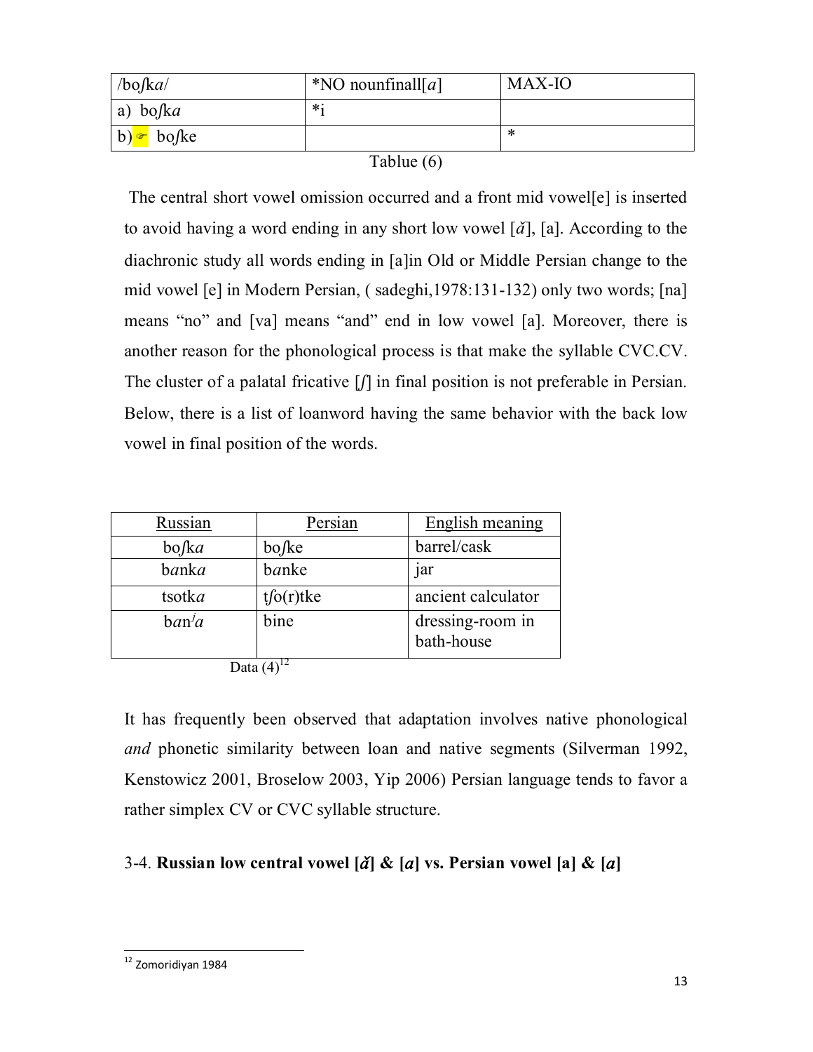| /boʃk*a*/ | *NO nounfinall[*a*] | MAX-IO |
|---|---|---|
| a) boʃk*a* | *i | |
| b)☞ boʃke | | * |

Tablue (6)

The central short vowel omission occurred and a front mid vowel[e] is inserted to avoid having a word ending in any short low vowel [*ă*], [a]. According to the diachronic study all words ending in [a]in Old or Middle Persian change to the mid vowel [e] in Modern Persian, ( sadeghi,1978:131-132) only two words; [na] means "no" and [va] means "and" end in low vowel [a]. Moreover, there is another reason for the phonological process is that make the syllable CVC.CV. The cluster of a palatal fricative [*ʃ*] in final position is not preferable in Persian. Below, there is a list of loanword having the same behavior with the back low vowel in final position of the words.

| Russian | Persian | English meaning |
|---|---|---|
| boʃk*a* | boʃke | barrel/cask |
| b*a*nk*a* | b*a*nke | jar |
| tsotk*a* | tʃo(r)tke | ancient calculator |
| b*a*n[j]*a* | bine | dressing-room in bath-house |

Data (4)[12]

It has frequently been observed that adaptation involves native phonological *and* phonetic similarity between loan and native segments (Silverman 1992, Kenstowicz 2001, Broselow 2003, Yip 2006) Persian language tends to favor a rather simplex CV or CVC syllable structure.

### 3-4. **Russian low central vowel [*ă*] & [*a*] vs. Persian vowel [a] & [*a*]**

---

[12] Zomoridiyan 1984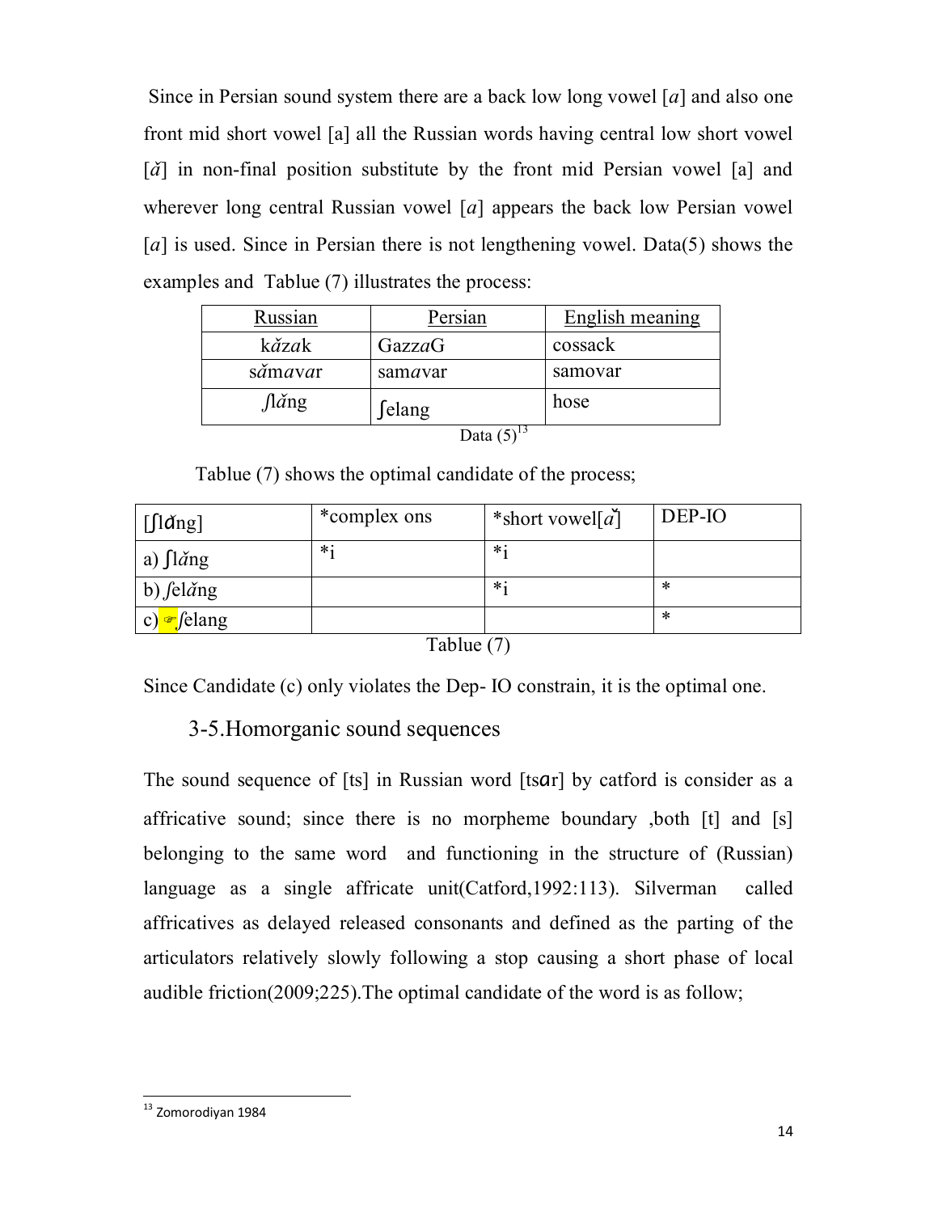Since in Persian sound system there are a back low long vowel [*a*] and also one front mid short vowel [a] all the Russian words having central low short vowel [*ă*] in non-final position substitute by the front mid Persian vowel [a] and wherever long central Russian vowel [*a*] appears the back low Persian vowel [*a*] is used. Since in Persian there is not lengthening vowel. Data(5) shows the examples and Tablue (7) illustrates the process:

| Russian | Persian | English meaning |
|---|---|---|
| k*ă*z*a*k | Gazz*a*G | cossack |
| s*ă*m*a*v*a*r | sam*a*var | samovar |
| *ʃlă*ng | ʃelang | hose |

Data (5)[13]

Tablue (7) shows the optimal candidate of the process;

| [ʃlɑ̆ng] | *complex ons | *short vowel[*ă*] | DEP-IO |
|---|---|---|---|
| a) ʃl*ă*ng | *i | *i | |
| b) *ʃ*el*ă*ng | | *i | * |
| c) ☞*ʃ*elang | | | * |

Tablue (7)

Since Candidate (c) only violates the Dep- IO constrain, it is the optimal one.

## 3-5.Homorganic sound sequences

The sound sequence of [ts] in Russian word [tsɑr] by catford is consider as a affricative sound; since there is no morpheme boundary ,both [t] and [s] belonging to the same word and functioning in the structure of (Russian) language as a single affricate unit(Catford,1992:113). Silverman called affricatives as delayed released consonants and defined as the parting of the articulators relatively slowly following a stop causing a short phase of local audible friction(2009;225).The optimal candidate of the word is as follow;

[13] Zomorodiyan 1984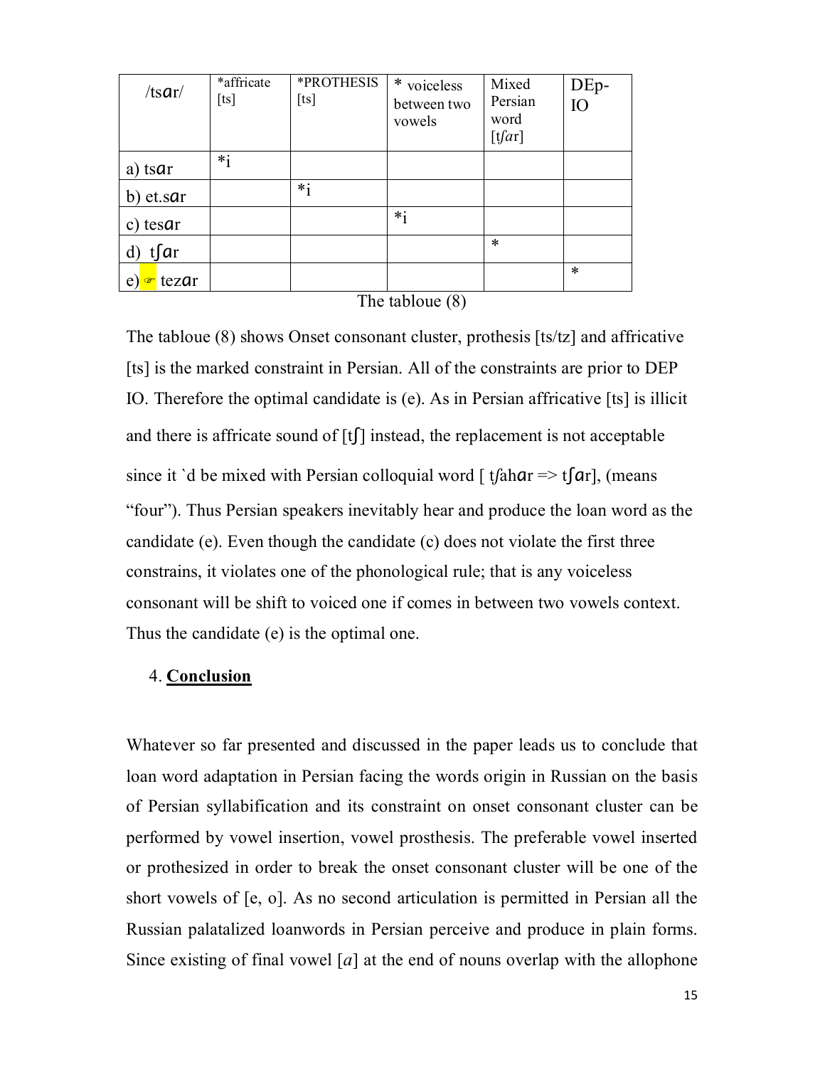| /tsɑr/ | *affricate [ts] | *PROTHESIS [ts] | * voiceless between two vowels | Mixed Persian word [tʃar] | DEp-IO |
|---|---|---|---|---|---|
| a) tsɑr | *! | | | | |
| b) et.sɑr | | *! | | | |
| c) tesɑr | | | *! | | |
| d) tʃɑr | | | | * | |
| e) ☞ tezɑr | | | | | * |

The tabloue (8)

The tabloue (8) shows Onset consonant cluster, prothesis [ts/tz] and affricative [ts] is the marked constraint in Persian. All of the constraints are prior to DEP IO. Therefore the optimal candidate is (e). As in Persian affricative [ts] is illicit and there is affricate sound of [tʃ] instead, the replacement is not acceptable since it `d be mixed with Persian colloquial word [ tʃahɑr => tʃɑr], (means "four"). Thus Persian speakers inevitably hear and produce the loan word as the candidate (e). Even though the candidate (c) does not violate the first three constrains, it violates one of the phonological rule; that is any voiceless consonant will be shift to voiced one if comes in between two vowels context. Thus the candidate (e) is the optimal one.

## 4. **Conclusion**

Whatever so far presented and discussed in the paper leads us to conclude that loan word adaptation in Persian facing the words origin in Russian on the basis of Persian syllabification and its constraint on onset consonant cluster can be performed by vowel insertion, vowel prosthesis. The preferable vowel inserted or prothesized in order to break the onset consonant cluster will be one of the short vowels of [e, o]. As no second articulation is permitted in Persian all the Russian palatalized loanwords in Persian perceive and produce in plain forms. Since existing of final vowel [*a*] at the end of nouns overlap with the allophone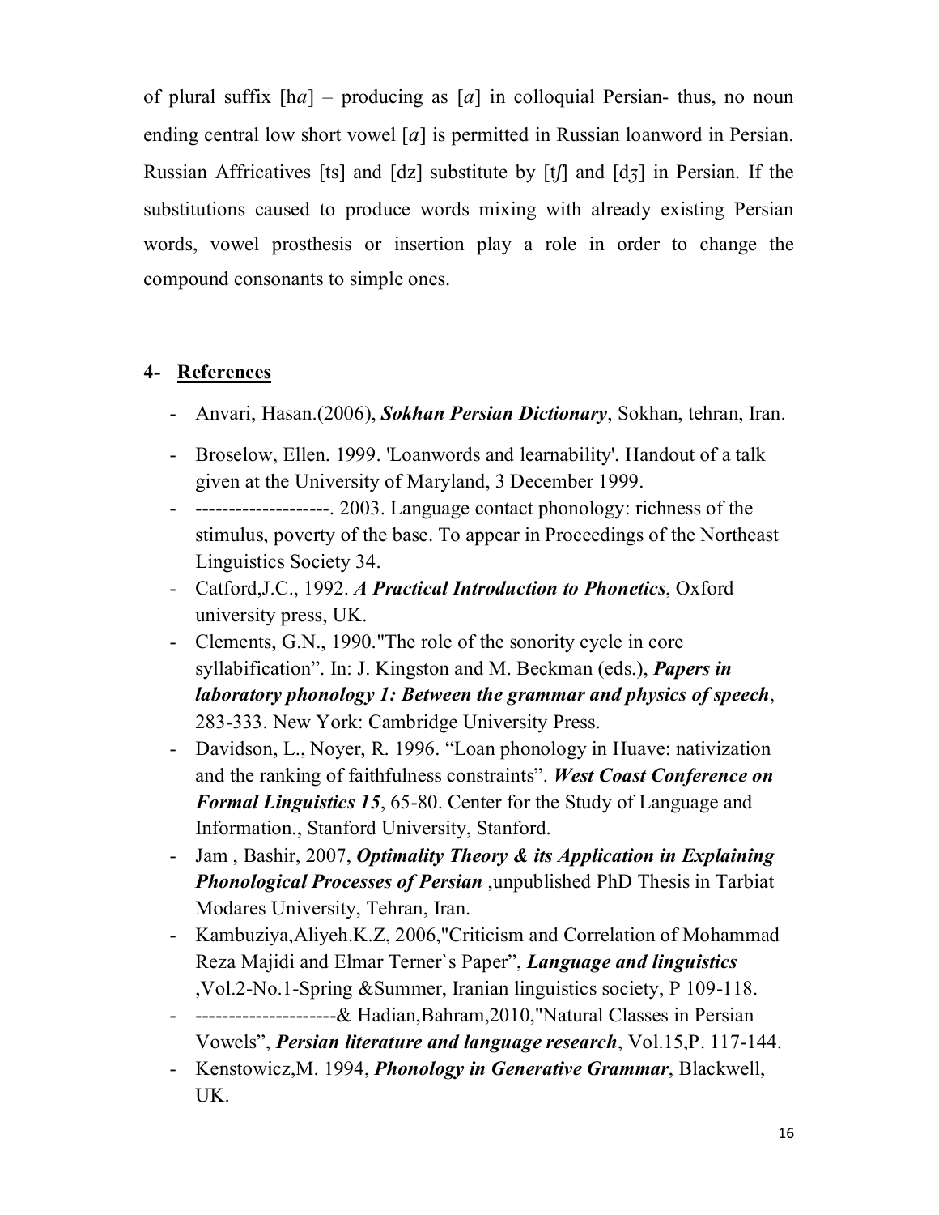of plural suffix [h*a*] – producing as [*a*] in colloquial Persian- thus, no noun ending central low short vowel [*a*] is permitted in Russian loanword in Persian. Russian Affricatives [ts] and [dz] substitute by [tʃ] and [dʒ] in Persian. If the substitutions caused to produce words mixing with already existing Persian words, vowel prosthesis or insertion play a role in order to change the compound consonants to simple ones.

## 4- References

- Anvari, Hasan.(2006), ***Sokhan Persian Dictionary***, Sokhan, tehran, Iran.
- Broselow, Ellen. 1999. 'Loanwords and learnability'. Handout of a talk given at the University of Maryland, 3 December 1999.
- --------------------. 2003. Language contact phonology: richness of the stimulus, poverty of the base. To appear in Proceedings of the Northeast Linguistics Society 34.
- Catford,J.C., 1992. ***A Practical Introduction to Phonetics***, Oxford university press, UK.
- Clements, G.N., 1990."The role of the sonority cycle in core syllabification". In: J. Kingston and M. Beckman (eds.), ***Papers in laboratory phonology 1: Between the grammar and physics of speech***, 283-333. New York: Cambridge University Press.
- Davidson, L., Noyer, R. 1996. "Loan phonology in Huave: nativization and the ranking of faithfulness constraints". ***West Coast Conference on Formal Linguistics 15***, 65-80. Center for the Study of Language and Information., Stanford University, Stanford.
- Jam , Bashir, 2007, ***Optimality Theory & its Application in Explaining Phonological Processes of Persian*** ,unpublished PhD Thesis in Tarbiat Modares University, Tehran, Iran.
- Kambuziya,Aliyeh.K.Z, 2006,"Criticism and Correlation of Mohammad Reza Majidi and Elmar Terner`s Paper", ***Language and linguistics*** ,Vol.2-No.1-Spring &Summer, Iranian linguistics society, P 109-118.
- ---------------------& Hadian,Bahram,2010,"Natural Classes in Persian Vowels", ***Persian literature and language research***, Vol.15,P. 117-144.
- Kenstowicz,M. 1994, ***Phonology in Generative Grammar***, Blackwell, UK.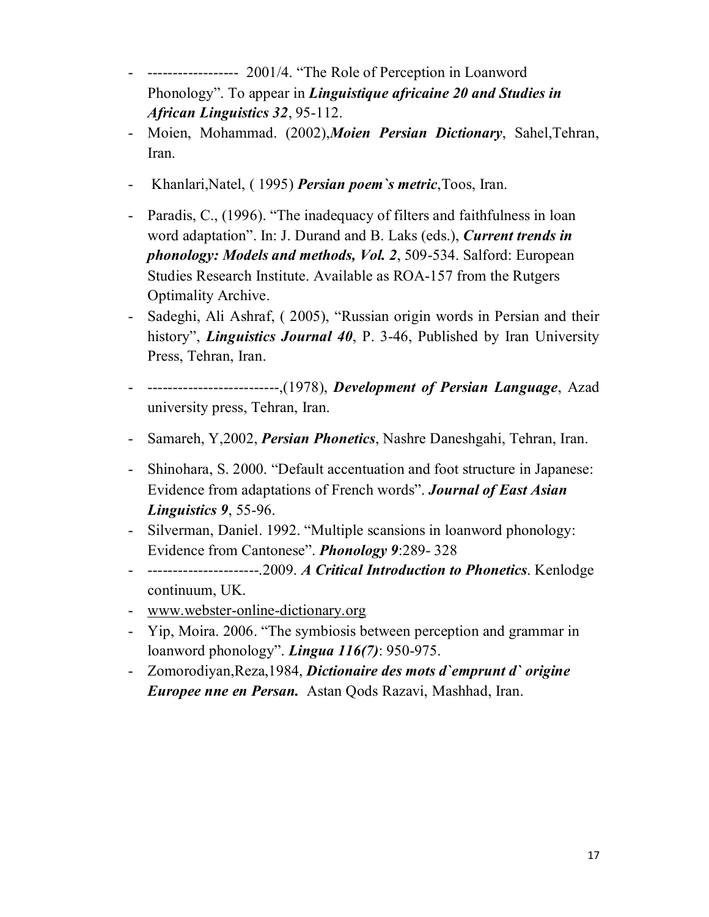- ------------------ 2001/4. "The Role of Perception in Loanword Phonology". To appear in ***Linguistique africaine 20 and Studies in African Linguistics 32***, 95-112.
- Moien, Mohammad. (2002),***Moien Persian Dictionary***, Sahel,Tehran, Iran.
- Khanlari,Natel, ( 1995) ***Persian poem`s metric***,Toos, Iran.
- Paradis, C., (1996). "The inadequacy of filters and faithfulness in loan word adaptation". In: J. Durand and B. Laks (eds.), ***Current trends in phonology: Models and methods, Vol. 2***, 509-534. Salford: European Studies Research Institute. Available as ROA-157 from the Rutgers Optimality Archive.
- Sadeghi, Ali Ashraf, ( 2005), "Russian origin words in Persian and their history", ***Linguistics Journal 40***, P. 3-46, Published by Iran University Press, Tehran, Iran.
- --------------------------,(1978), ***Development of Persian Language***, Azad university press, Tehran, Iran.
- Samareh, Y,2002, ***Persian Phonetics***, Nashre Daneshgahi, Tehran, Iran.
- Shinohara, S. 2000. "Default accentuation and foot structure in Japanese: Evidence from adaptations of French words". ***Journal of East Asian Linguistics 9***, 55-96.
- Silverman, Daniel. 1992. "Multiple scansions in loanword phonology: Evidence from Cantonese". ***Phonology 9***:289- 328
- ----------------------.2009. ***A Critical Introduction to Phonetics***. Kenlodge continuum, UK.
- www.webster-online-dictionary.org
- Yip, Moira. 2006. "The symbiosis between perception and grammar in loanword phonology". ***Lingua 116(7)***: 950-975.
- Zomorodiyan,Reza,1984, ***Dictionaire des mots d`emprunt d` origine Europee nne en Persan.*** Astan Qods Razavi, Mashhad, Iran.